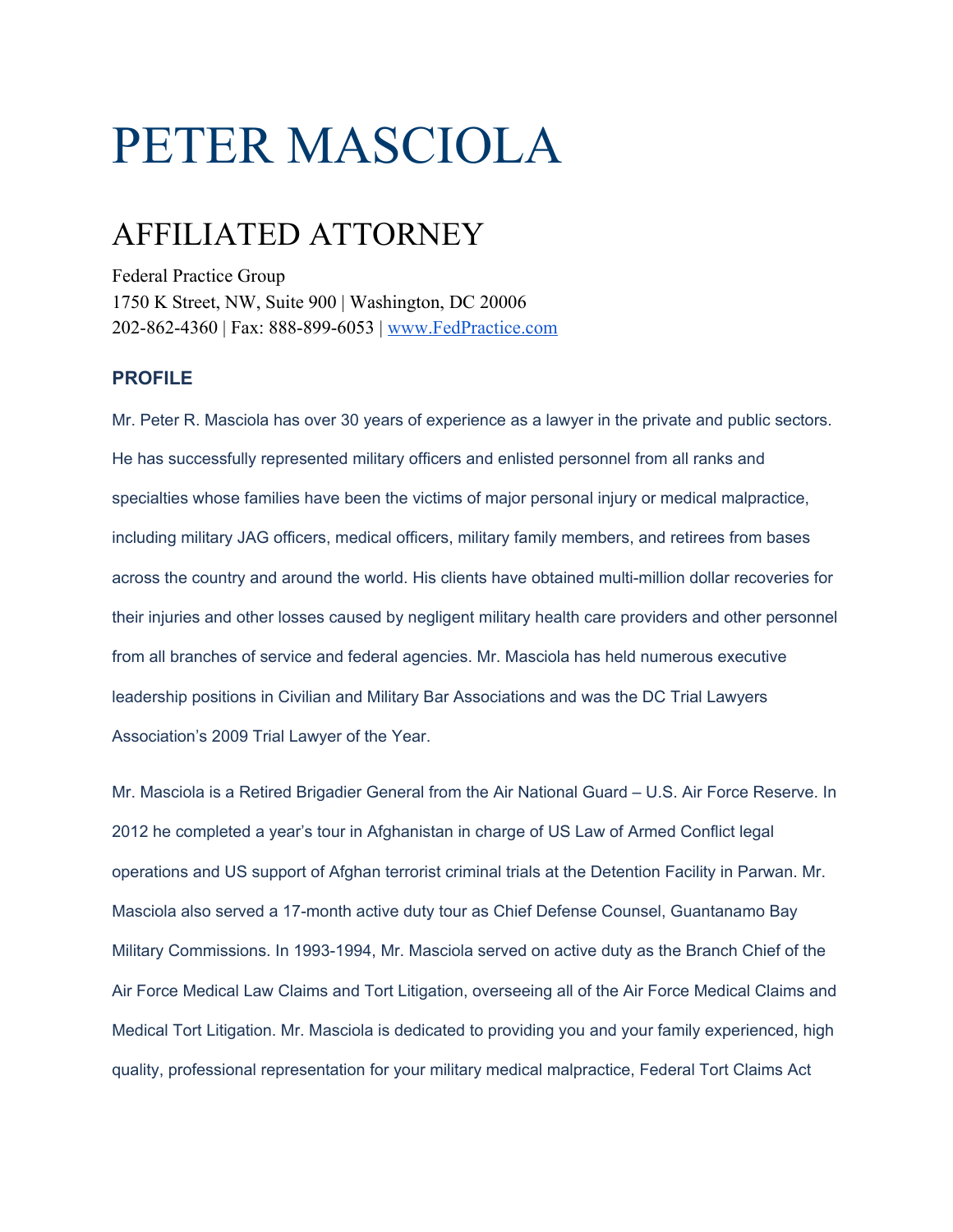# PETER MASCIOLA

## AFFILIATED ATTORNEY

Federal Practice Group
1750 K Street, NW, Suite 900 | Washington, DC 20006
202-862-4360 | Fax: 888-899-6053 | [www.FedPractice.com](http://www.FedPractice.com)

### PROFILE

Mr. Peter R. Masciola has over 30 years of experience as a lawyer in the private and public sectors. He has successfully represented military officers and enlisted personnel from all ranks and specialties whose families have been the victims of major personal injury or medical malpractice, including military JAG officers, medical officers, military family members, and retirees from bases across the country and around the world. His clients have obtained multi-million dollar recoveries for their injuries and other losses caused by negligent military health care providers and other personnel from all branches of service and federal agencies. Mr. Masciola has held numerous executive leadership positions in Civilian and Military Bar Associations and was the DC Trial Lawyers Association's 2009 Trial Lawyer of the Year.

Mr. Masciola is a Retired Brigadier General from the Air National Guard – U.S. Air Force Reserve. In 2012 he completed a year's tour in Afghanistan in charge of US Law of Armed Conflict legal operations and US support of Afghan terrorist criminal trials at the Detention Facility in Parwan. Mr. Masciola also served a 17-month active duty tour as Chief Defense Counsel, Guantanamo Bay Military Commissions. In 1993-1994, Mr. Masciola served on active duty as the Branch Chief of the Air Force Medical Law Claims and Tort Litigation, overseeing all of the Air Force Medical Claims and Medical Tort Litigation. Mr. Masciola is dedicated to providing you and your family experienced, high quality, professional representation for your military medical malpractice, Federal Tort Claims Act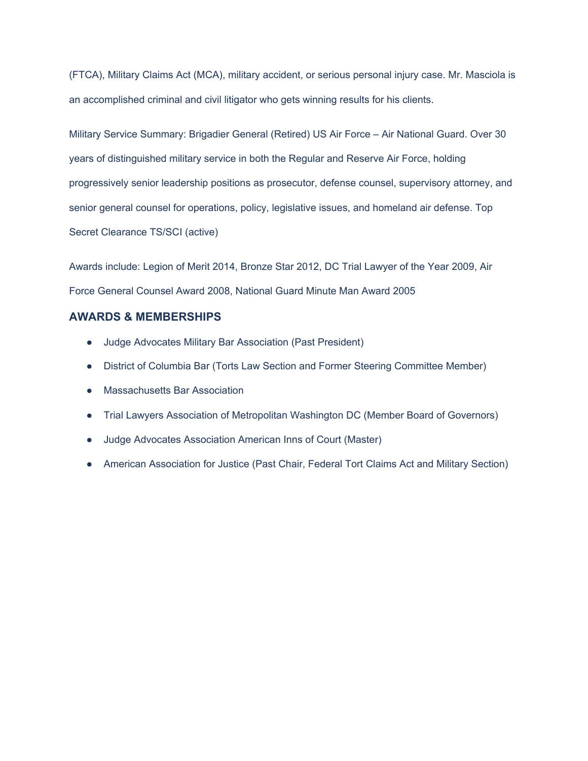(FTCA), Military Claims Act (MCA), military accident, or serious personal injury case. Mr. Masciola is an accomplished criminal and civil litigator who gets winning results for his clients.

Military Service Summary: Brigadier General (Retired) US Air Force – Air National Guard. Over 30 years of distinguished military service in both the Regular and Reserve Air Force, holding progressively senior leadership positions as prosecutor, defense counsel, supervisory attorney, and senior general counsel for operations, policy, legislative issues, and homeland air defense. Top Secret Clearance TS/SCI (active)

Awards include: Legion of Merit 2014, Bronze Star 2012, DC Trial Lawyer of the Year 2009, Air Force General Counsel Award 2008, National Guard Minute Man Award 2005

## AWARDS & MEMBERSHIPS

- Judge Advocates Military Bar Association (Past President)
- District of Columbia Bar (Torts Law Section and Former Steering Committee Member)
- Massachusetts Bar Association
- Trial Lawyers Association of Metropolitan Washington DC (Member Board of Governors)
- Judge Advocates Association American Inns of Court (Master)
- American Association for Justice (Past Chair, Federal Tort Claims Act and Military Section)